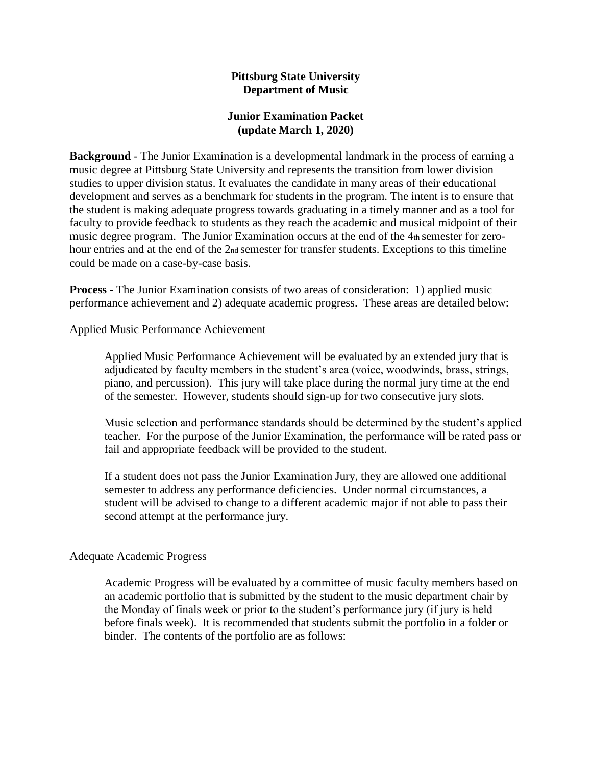**Pittsburg State University**
**Department of Music**

**Junior Examination Packet**
**(update March 1, 2020)**

**Background** - The Junior Examination is a developmental landmark in the process of earning a music degree at Pittsburg State University and represents the transition from lower division studies to upper division status. It evaluates the candidate in many areas of their educational development and serves as a benchmark for students in the program. The intent is to ensure that the student is making adequate progress towards graduating in a timely manner and as a tool for faculty to provide feedback to students as they reach the academic and musical midpoint of their music degree program. The Junior Examination occurs at the end of the 4th semester for zero-hour entries and at the end of the 2nd semester for transfer students. Exceptions to this timeline could be made on a case-by-case basis.

**Process** - The Junior Examination consists of two areas of consideration: 1) applied music performance achievement and 2) adequate academic progress. These areas are detailed below:

<u>Applied Music Performance Achievement</u>

Applied Music Performance Achievement will be evaluated by an extended jury that is adjudicated by faculty members in the student's area (voice, woodwinds, brass, strings, piano, and percussion). This jury will take place during the normal jury time at the end of the semester. However, students should sign-up for two consecutive jury slots.

Music selection and performance standards should be determined by the student's applied teacher. For the purpose of the Junior Examination, the performance will be rated pass or fail and appropriate feedback will be provided to the student.

If a student does not pass the Junior Examination Jury, they are allowed one additional semester to address any performance deficiencies. Under normal circumstances, a student will be advised to change to a different academic major if not able to pass their second attempt at the performance jury.

<u>Adequate Academic Progress</u>

Academic Progress will be evaluated by a committee of music faculty members based on an academic portfolio that is submitted by the student to the music department chair by the Monday of finals week or prior to the student's performance jury (if jury is held before finals week). It is recommended that students submit the portfolio in a folder or binder. The contents of the portfolio are as follows: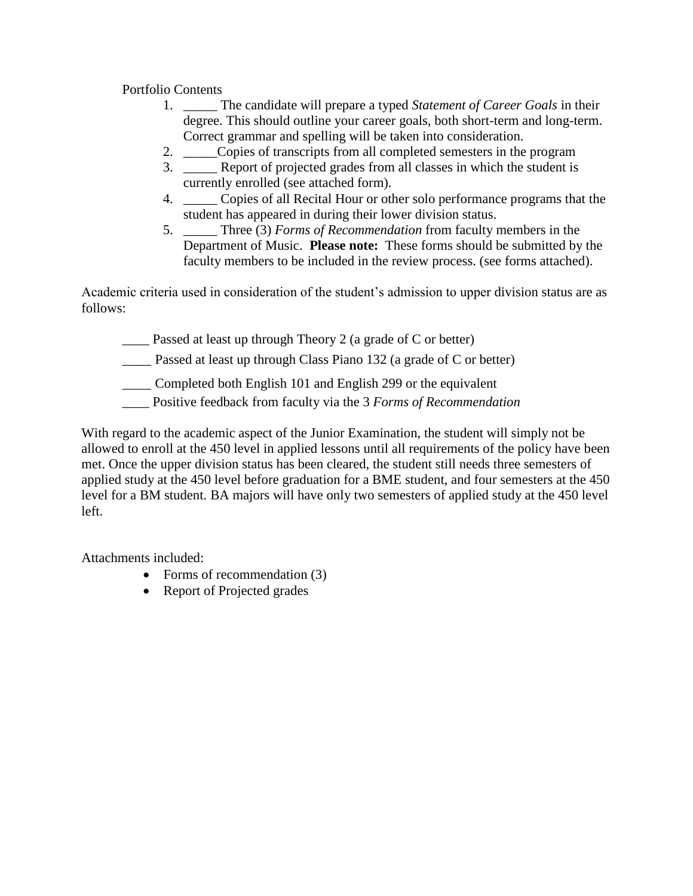Portfolio Contents

1. _____ The candidate will prepare a typed *Statement of Career Goals* in their degree. This should outline your career goals, both short-term and long-term. Correct grammar and spelling will be taken into consideration.
2. _____Copies of transcripts from all completed semesters in the program
3. _____ Report of projected grades from all classes in which the student is currently enrolled (see attached form).
4. _____ Copies of all Recital Hour or other solo performance programs that the student has appeared in during their lower division status.
5. _____ Three (3) *Forms of Recommendation* from faculty members in the Department of Music. **Please note:** These forms should be submitted by the faculty members to be included in the review process. (see forms attached).

Academic criteria used in consideration of the student's admission to upper division status are as follows:

____ Passed at least up through Theory 2 (a grade of C or better)

____ Passed at least up through Class Piano 132 (a grade of C or better)

____ Completed both English 101 and English 299 or the equivalent

____ Positive feedback from faculty via the 3 *Forms of Recommendation*

With regard to the academic aspect of the Junior Examination, the student will simply not be allowed to enroll at the 450 level in applied lessons until all requirements of the policy have been met. Once the upper division status has been cleared, the student still needs three semesters of applied study at the 450 level before graduation for a BME student, and four semesters at the 450 level for a BM student. BA majors will have only two semesters of applied study at the 450 level left.

Attachments included:

- Forms of recommendation (3)
- Report of Projected grades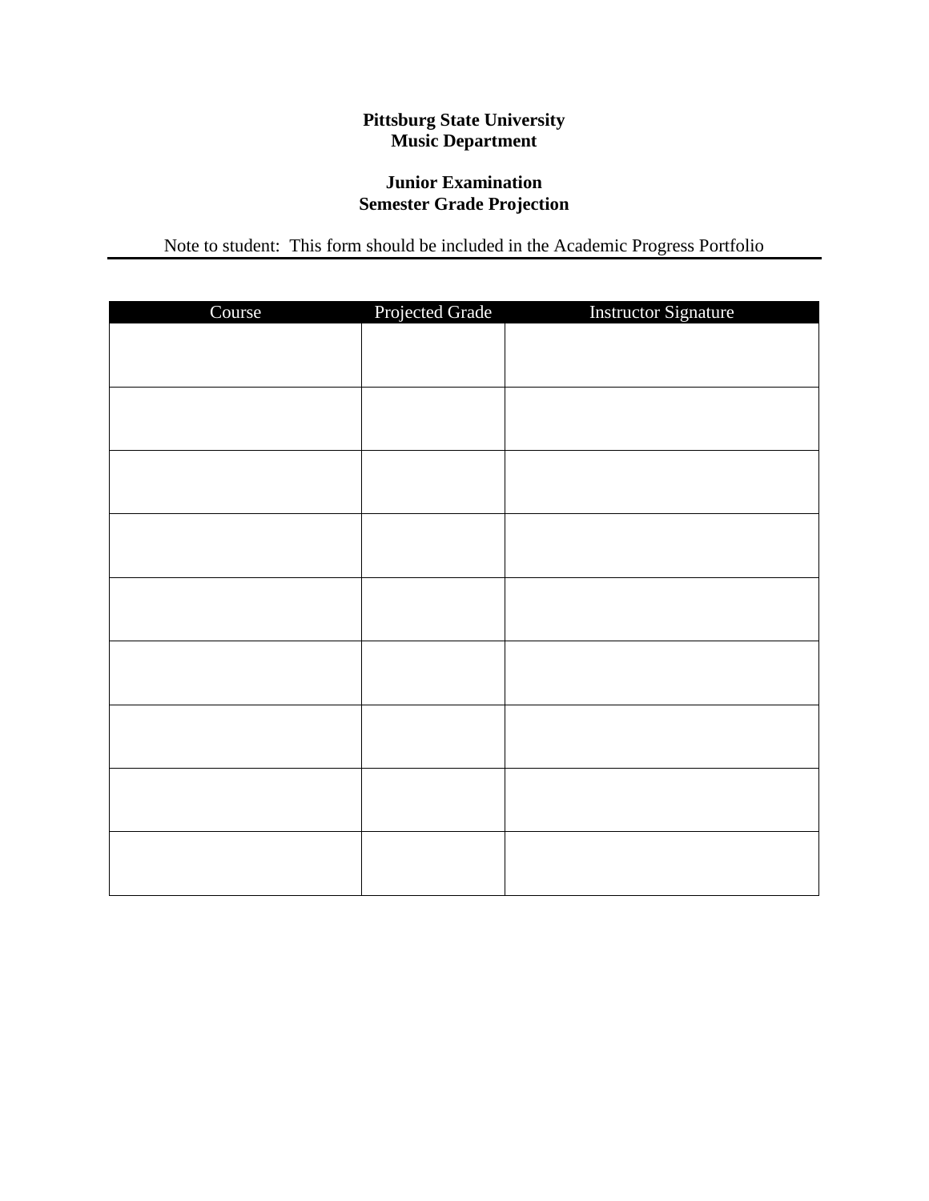**Pittsburg State University**
**Music Department**

**Junior Examination**
**Semester Grade Projection**

Note to student: This form should be included in the Academic Progress Portfolio

| Course | Projected Grade | Instructor Signature |
|---|---|---|
| | | |
| | | |
| | | |
| | | |
| | | |
| | | |
| | | |
| | | |
| | | |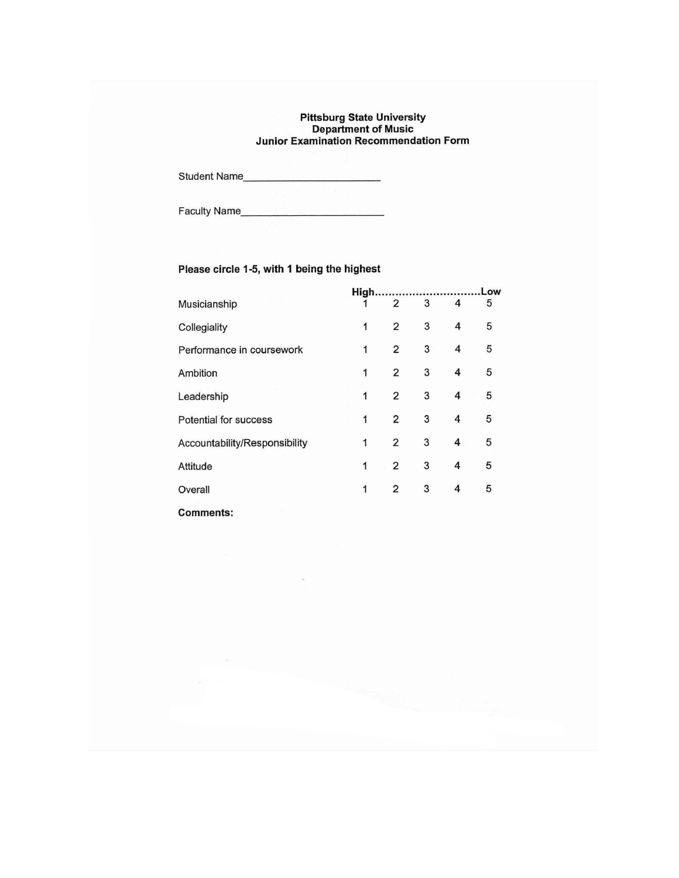**Pittsburg State University**
**Department of Music**
**Junior Examination Recommendation Form**

Student Name________________________

Faculty Name________________________

**Please circle 1-5, with 1 being the highest**

| | High | | | | Low |
|---|---|---|---|---|---|
| Musicianship | 1 | 2 | 3 | 4 | 5 |
| Collegiality | 1 | 2 | 3 | 4 | 5 |
| Performance in coursework | 1 | 2 | 3 | 4 | 5 |
| Ambition | 1 | 2 | 3 | 4 | 5 |
| Leadership | 1 | 2 | 3 | 4 | 5 |
| Potential for success | 1 | 2 | 3 | 4 | 5 |
| Accountability/Responsibility | 1 | 2 | 3 | 4 | 5 |
| Attitude | 1 | 2 | 3 | 4 | 5 |
| Overall | 1 | 2 | 3 | 4 | 5 |

**Comments:**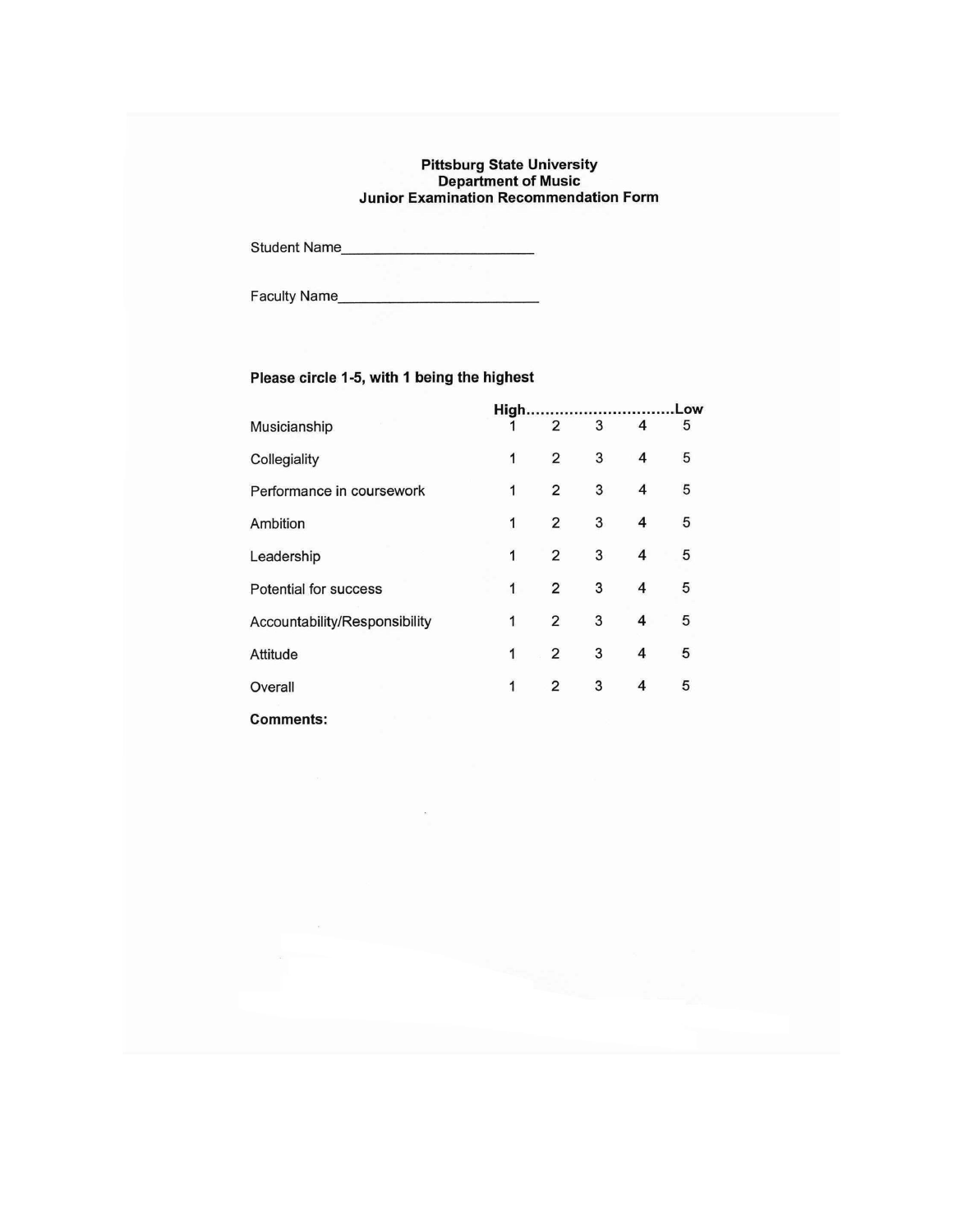**Pittsburg State University**
**Department of Music**
**Junior Examination Recommendation Form**

Student Name________________________

Faculty Name________________________

**Please circle 1-5, with 1 being the highest**

| | High | ..... | ..... | ..... | Low |
|---|---|---|---|---|---|
| Musicianship | 1 | 2 | 3 | 4 | 5 |
| Collegiality | 1 | 2 | 3 | 4 | 5 |
| Performance in coursework | 1 | 2 | 3 | 4 | 5 |
| Ambition | 1 | 2 | 3 | 4 | 5 |
| Leadership | 1 | 2 | 3 | 4 | 5 |
| Potential for success | 1 | 2 | 3 | 4 | 5 |
| Accountability/Responsibility | 1 | 2 | 3 | 4 | 5 |
| Attitude | 1 | 2 | 3 | 4 | 5 |
| Overall | 1 | 2 | 3 | 4 | 5 |

**Comments:**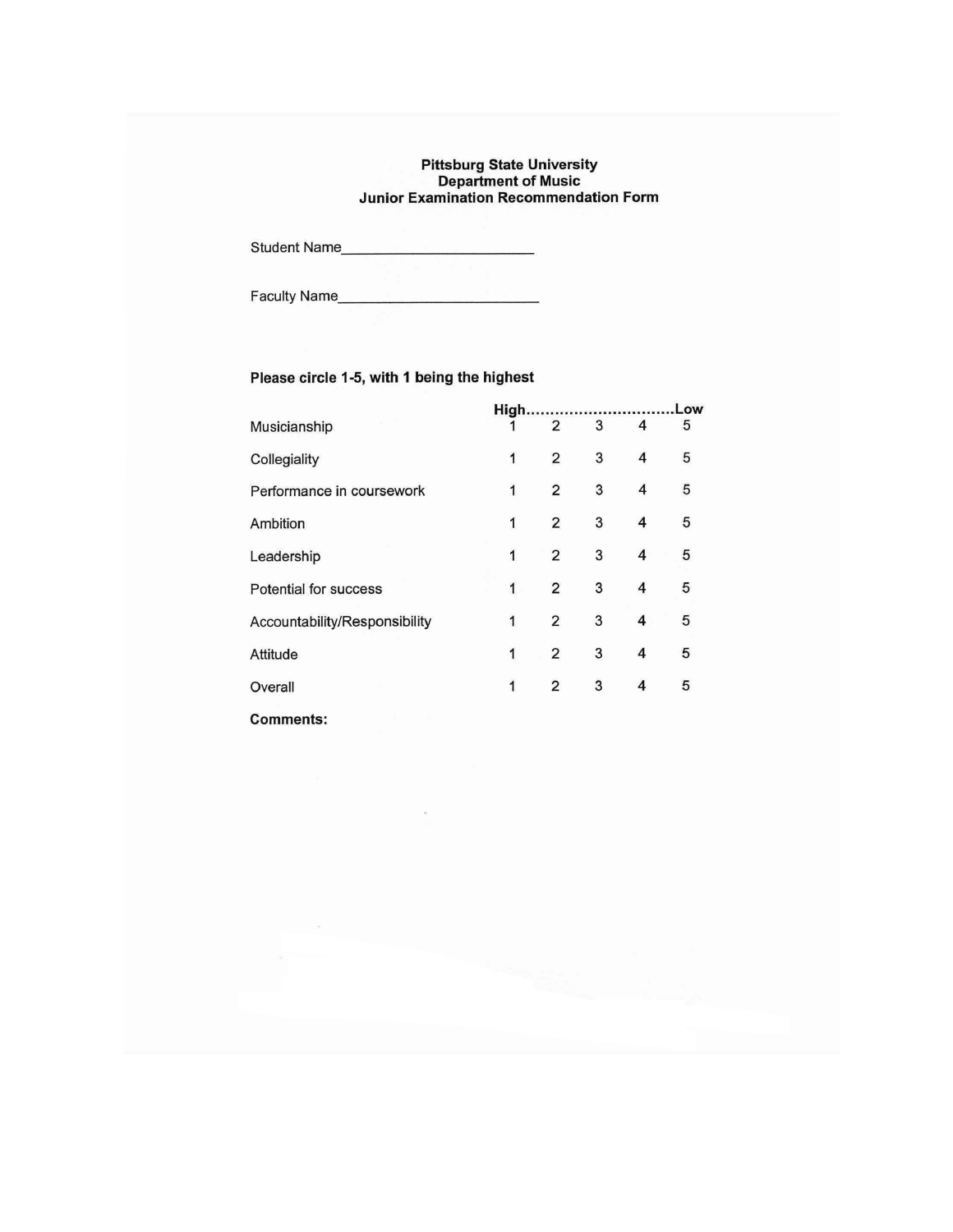**Pittsburg State University**
**Department of Music**
**Junior Examination Recommendation Form**

Student Name________________________

Faculty Name________________________

**Please circle 1-5, with 1 being the highest**

| | High | | | | Low |
|---|---|---|---|---|---|
| Musicianship | 1 | 2 | 3 | 4 | 5 |
| Collegiality | 1 | 2 | 3 | 4 | 5 |
| Performance in coursework | 1 | 2 | 3 | 4 | 5 |
| Ambition | 1 | 2 | 3 | 4 | 5 |
| Leadership | 1 | 2 | 3 | 4 | 5 |
| Potential for success | 1 | 2 | 3 | 4 | 5 |
| Accountability/Responsibility | 1 | 2 | 3 | 4 | 5 |
| Attitude | 1 | 2 | 3 | 4 | 5 |
| Overall | 1 | 2 | 3 | 4 | 5 |

**Comments:**